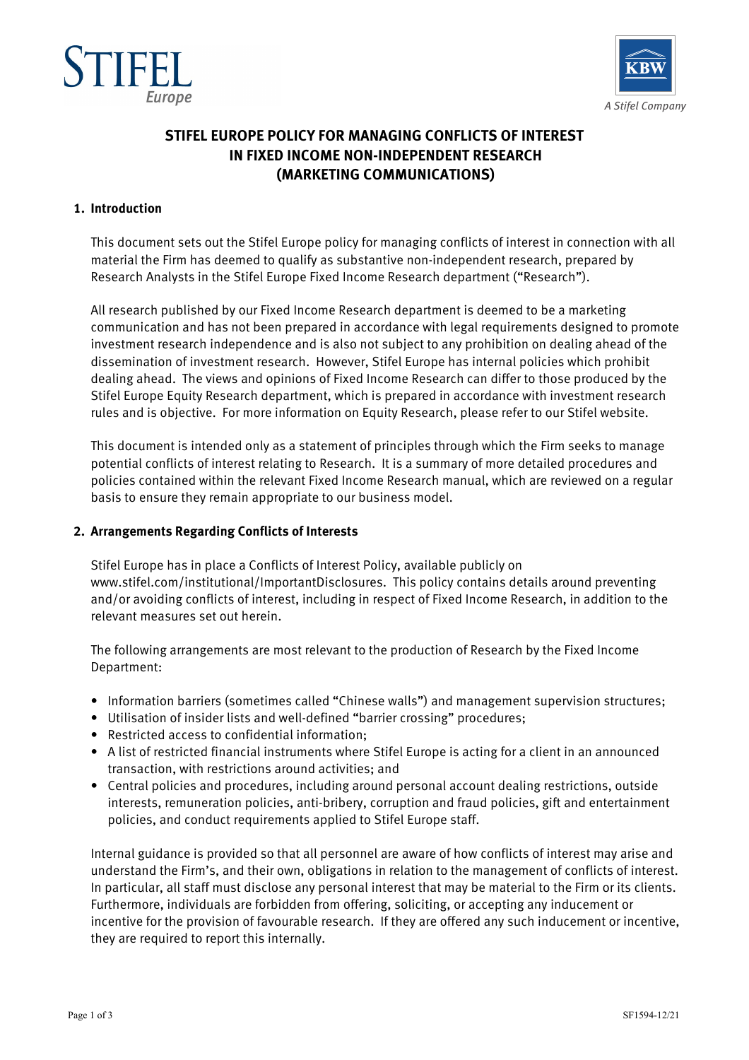STIFEL Europe

KBW

*A Stifel Company*

# STIFEL EUROPE POLICY FOR MANAGING CONFLICTS OF INTEREST IN FIXED INCOME NON-INDEPENDENT RESEARCH (MARKETING COMMUNICATIONS)

## 1. Introduction

This document sets out the Stifel Europe policy for managing conflicts of interest in connection with all material the Firm has deemed to qualify as substantive non-independent research, prepared by Research Analysts in the Stifel Europe Fixed Income Research department ("Research").

All research published by our Fixed Income Research department is deemed to be a marketing communication and has not been prepared in accordance with legal requirements designed to promote investment research independence and is also not subject to any prohibition on dealing ahead of the dissemination of investment research. However, Stifel Europe has internal policies which prohibit dealing ahead. The views and opinions of Fixed Income Research can differ to those produced by the Stifel Europe Equity Research department, which is prepared in accordance with investment research rules and is objective. For more information on Equity Research, please refer to our Stifel website.

This document is intended only as a statement of principles through which the Firm seeks to manage potential conflicts of interest relating to Research. It is a summary of more detailed procedures and policies contained within the relevant Fixed Income Research manual, which are reviewed on a regular basis to ensure they remain appropriate to our business model.

## 2. Arrangements Regarding Conflicts of Interests

Stifel Europe has in place a Conflicts of Interest Policy, available publicly on www.stifel.com/institutional/ImportantDisclosures. This policy contains details around preventing and/or avoiding conflicts of interest, including in respect of Fixed Income Research, in addition to the relevant measures set out herein.

The following arrangements are most relevant to the production of Research by the Fixed Income Department:

- Information barriers (sometimes called "Chinese walls") and management supervision structures;
- Utilisation of insider lists and well-defined "barrier crossing" procedures;
- Restricted access to confidential information;
- A list of restricted financial instruments where Stifel Europe is acting for a client in an announced transaction, with restrictions around activities; and
- Central policies and procedures, including around personal account dealing restrictions, outside interests, remuneration policies, anti-bribery, corruption and fraud policies, gift and entertainment policies, and conduct requirements applied to Stifel Europe staff.

Internal guidance is provided so that all personnel are aware of how conflicts of interest may arise and understand the Firm's, and their own, obligations in relation to the management of conflicts of interest. In particular, all staff must disclose any personal interest that may be material to the Firm or its clients. Furthermore, individuals are forbidden from offering, soliciting, or accepting any inducement or incentive for the provision of favourable research. If they are offered any such inducement or incentive, they are required to report this internally.

SF1594-12/21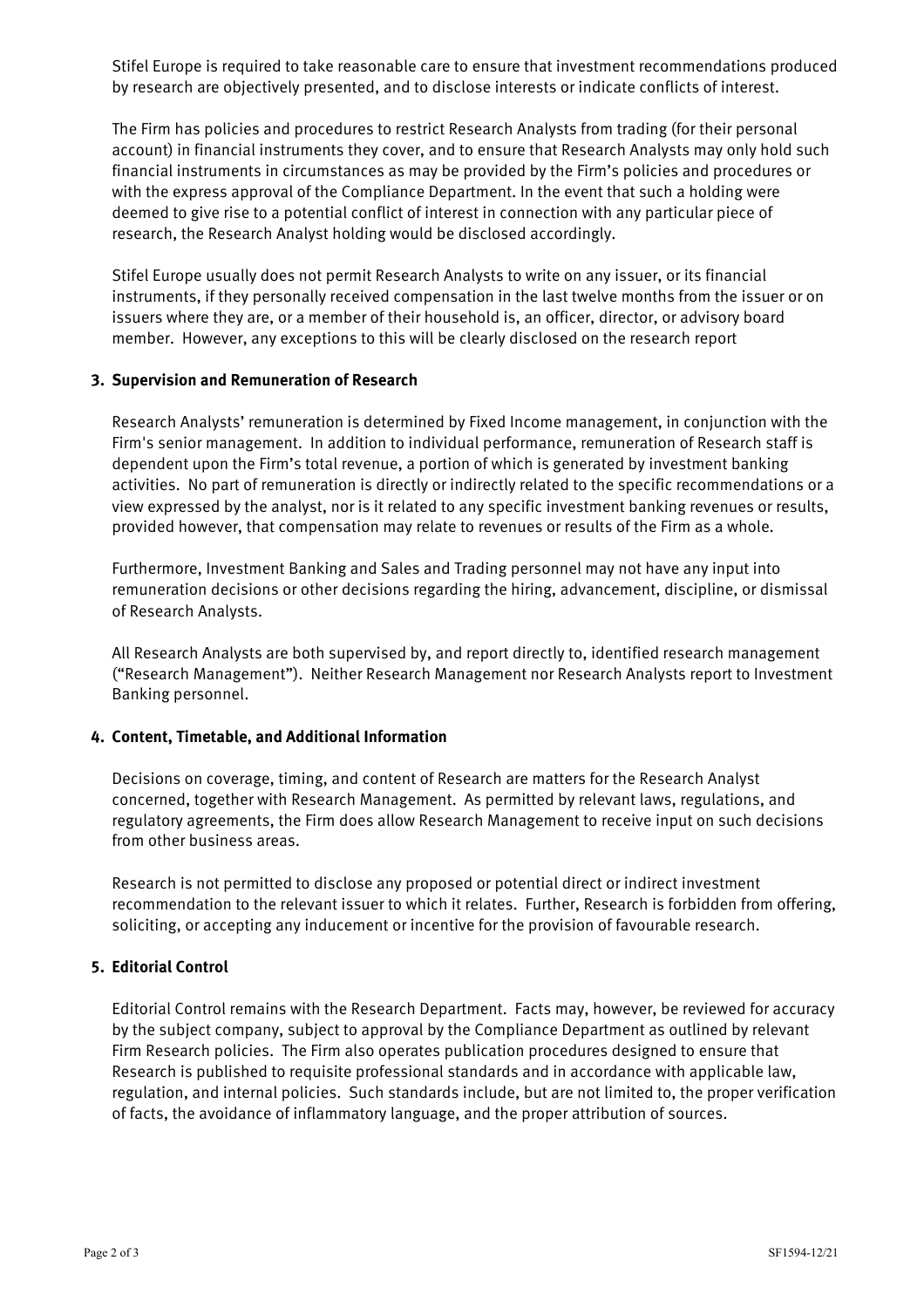Stifel Europe is required to take reasonable care to ensure that investment recommendations produced by research are objectively presented, and to disclose interests or indicate conflicts of interest.

The Firm has policies and procedures to restrict Research Analysts from trading (for their personal account) in financial instruments they cover, and to ensure that Research Analysts may only hold such financial instruments in circumstances as may be provided by the Firm's policies and procedures or with the express approval of the Compliance Department. In the event that such a holding were deemed to give rise to a potential conflict of interest in connection with any particular piece of research, the Research Analyst holding would be disclosed accordingly.

Stifel Europe usually does not permit Research Analysts to write on any issuer, or its financial instruments, if they personally received compensation in the last twelve months from the issuer or on issuers where they are, or a member of their household is, an officer, director, or advisory board member. However, any exceptions to this will be clearly disclosed on the research report

**3. Supervision and Remuneration of Research**

Research Analysts' remuneration is determined by Fixed Income management, in conjunction with the Firm's senior management. In addition to individual performance, remuneration of Research staff is dependent upon the Firm's total revenue, a portion of which is generated by investment banking activities. No part of remuneration is directly or indirectly related to the specific recommendations or a view expressed by the analyst, nor is it related to any specific investment banking revenues or results, provided however, that compensation may relate to revenues or results of the Firm as a whole.

Furthermore, Investment Banking and Sales and Trading personnel may not have any input into remuneration decisions or other decisions regarding the hiring, advancement, discipline, or dismissal of Research Analysts.

All Research Analysts are both supervised by, and report directly to, identified research management ("Research Management"). Neither Research Management nor Research Analysts report to Investment Banking personnel.

**4. Content, Timetable, and Additional Information**

Decisions on coverage, timing, and content of Research are matters for the Research Analyst concerned, together with Research Management. As permitted by relevant laws, regulations, and regulatory agreements, the Firm does allow Research Management to receive input on such decisions from other business areas.

Research is not permitted to disclose any proposed or potential direct or indirect investment recommendation to the relevant issuer to which it relates. Further, Research is forbidden from offering, soliciting, or accepting any inducement or incentive for the provision of favourable research.

**5. Editorial Control**

Editorial Control remains with the Research Department. Facts may, however, be reviewed for accuracy by the subject company, subject to approval by the Compliance Department as outlined by relevant Firm Research policies. The Firm also operates publication procedures designed to ensure that Research is published to requisite professional standards and in accordance with applicable law, regulation, and internal policies. Such standards include, but are not limited to, the proper verification of facts, the avoidance of inflammatory language, and the proper attribution of sources.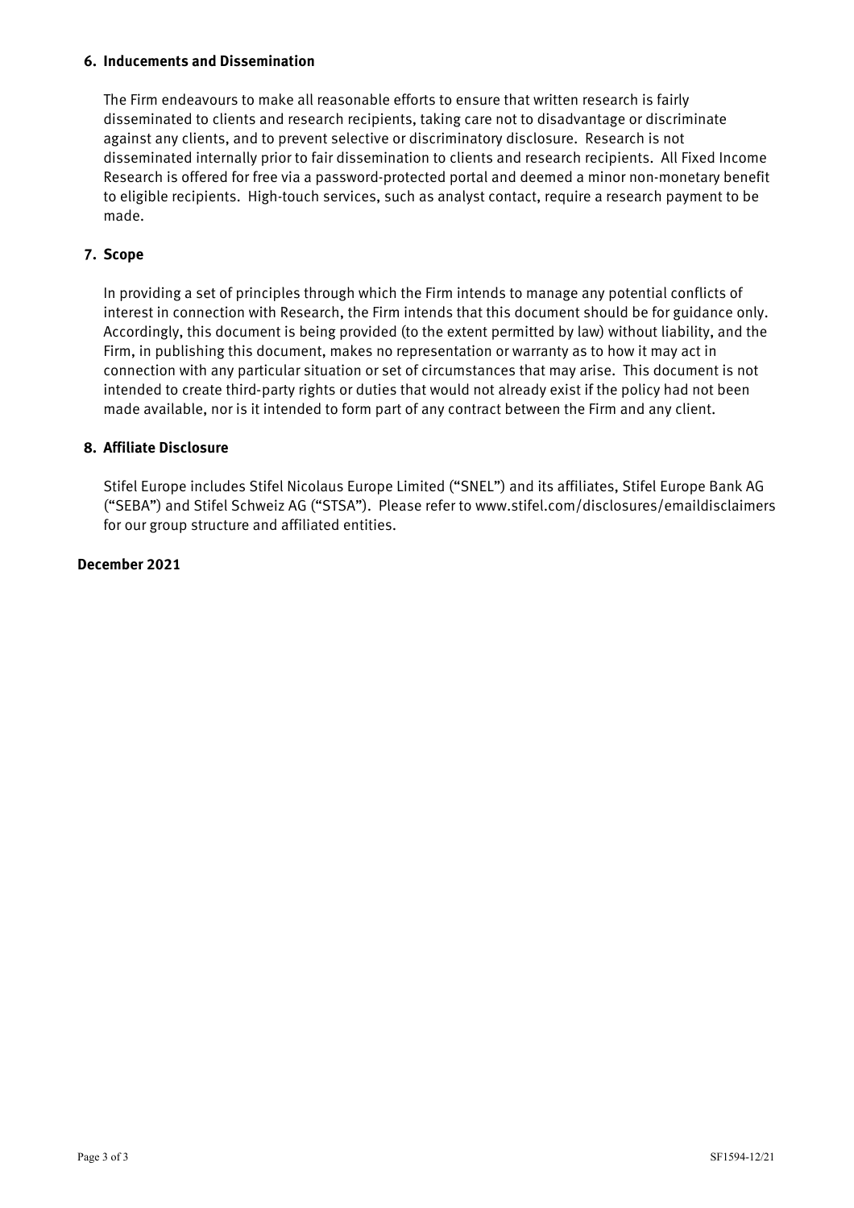### 6. Inducements and Dissemination

The Firm endeavours to make all reasonable efforts to ensure that written research is fairly disseminated to clients and research recipients, taking care not to disadvantage or discriminate against any clients, and to prevent selective or discriminatory disclosure. Research is not disseminated internally prior to fair dissemination to clients and research recipients. All Fixed Income Research is offered for free via a password-protected portal and deemed a minor non-monetary benefit to eligible recipients. High-touch services, such as analyst contact, require a research payment to be made.

### 7. Scope

In providing a set of principles through which the Firm intends to manage any potential conflicts of interest in connection with Research, the Firm intends that this document should be for guidance only. Accordingly, this document is being provided (to the extent permitted by law) without liability, and the Firm, in publishing this document, makes no representation or warranty as to how it may act in connection with any particular situation or set of circumstances that may arise. This document is not intended to create third-party rights or duties that would not already exist if the policy had not been made available, nor is it intended to form part of any contract between the Firm and any client.

### 8. Affiliate Disclosure

Stifel Europe includes Stifel Nicolaus Europe Limited ("SNEL") and its affiliates, Stifel Europe Bank AG ("SEBA") and Stifel Schweiz AG ("STSA"). Please refer to www.stifel.com/disclosures/emaildisclaimers for our group structure and affiliated entities.

**December 2021**

SF1594-12/21